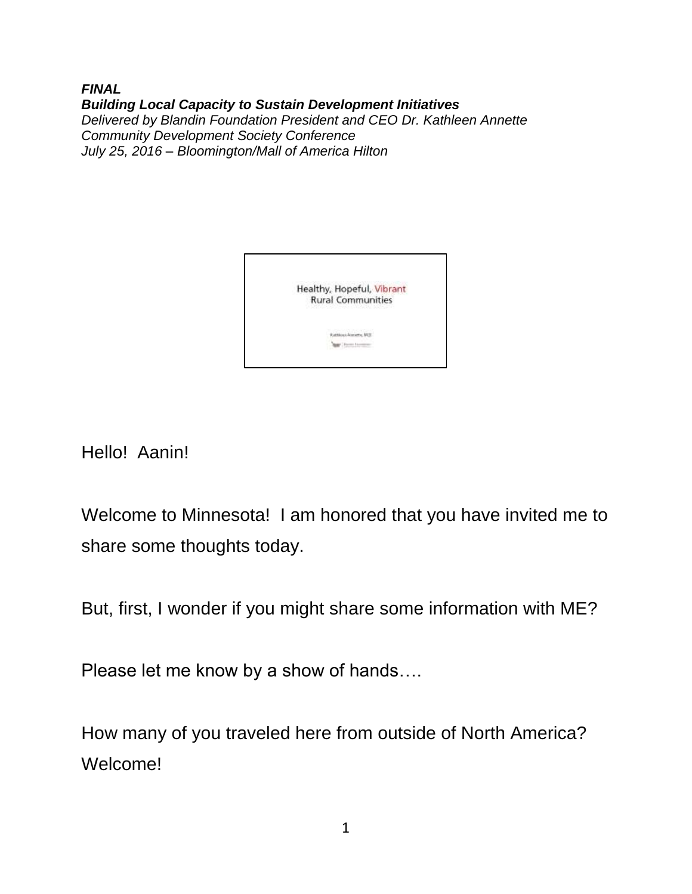***FINAL***
***Building Local Capacity to Sustain Development Initiatives***
*Delivered by Blandin Foundation President and CEO Dr. Kathleen Annette*
*Community Development Society Conference*
*July 25, 2016 – Bloomington/Mall of America Hilton*

Healthy, Hopeful, Vibrant
Rural Communities

Kathleen Annette, MD

Hello! Aanin!

Welcome to Minnesota! I am honored that you have invited me to share some thoughts today.

But, first, I wonder if you might share some information with ME?

Please let me know by a show of hands….

How many of you traveled here from outside of North America? Welcome!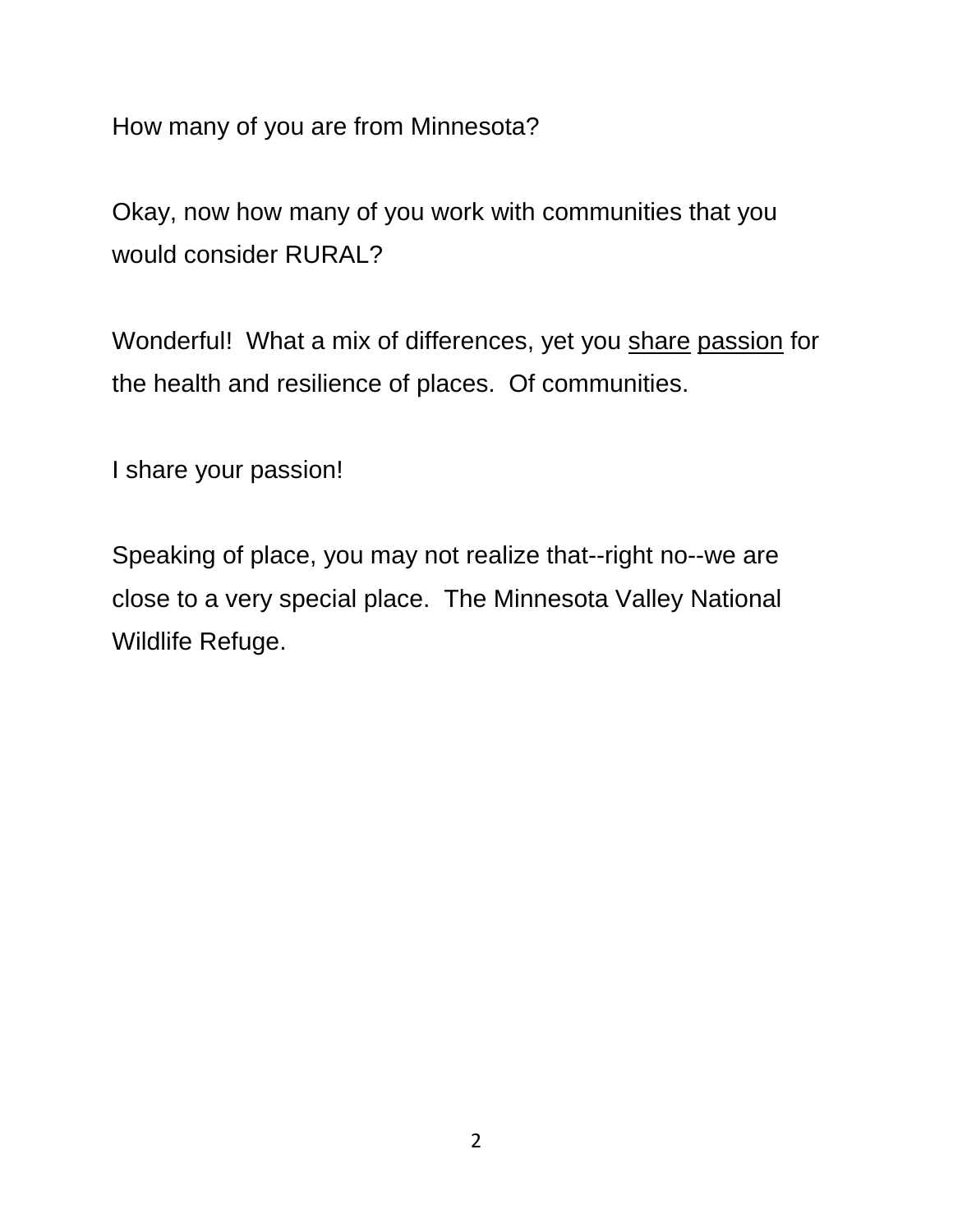How many of you are from Minnesota?

Okay, now how many of you work with communities that you would consider RURAL?

Wonderful! What a mix of differences, yet you <u>share</u> <u>passion</u> for the health and resilience of places. Of communities.

I share your passion!

Speaking of place, you may not realize that--right no--we are close to a very special place. The Minnesota Valley National Wildlife Refuge.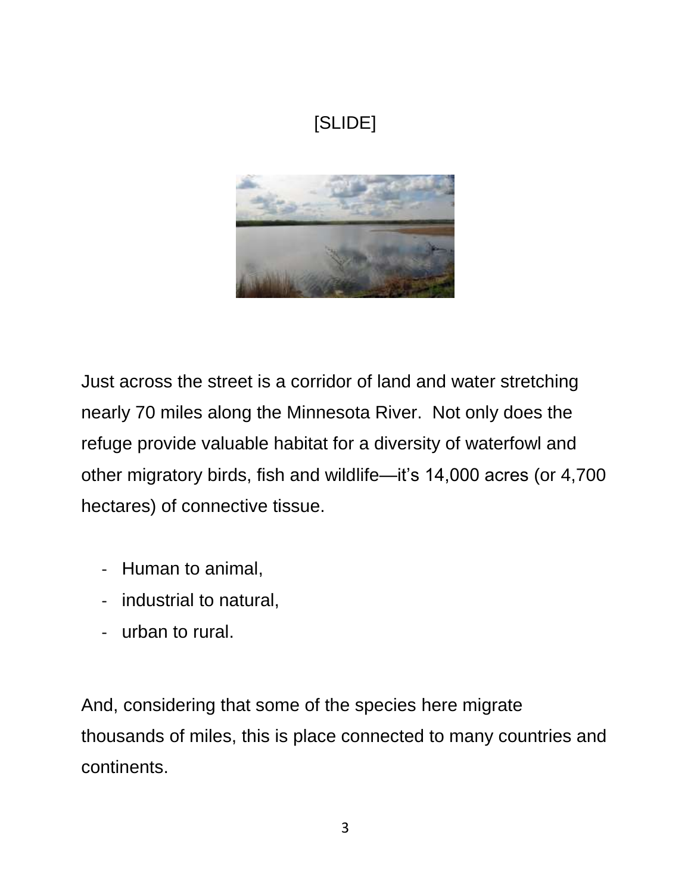[SLIDE]

Just across the street is a corridor of land and water stretching nearly 70 miles along the Minnesota River.  Not only does the refuge provide valuable habitat for a diversity of waterfowl and other migratory birds, fish and wildlife—it's 14,000 acres (or 4,700 hectares) of connective tissue.

- Human to animal,
- industrial to natural,
- urban to rural.

And, considering that some of the species here migrate thousands of miles, this is place connected to many countries and continents.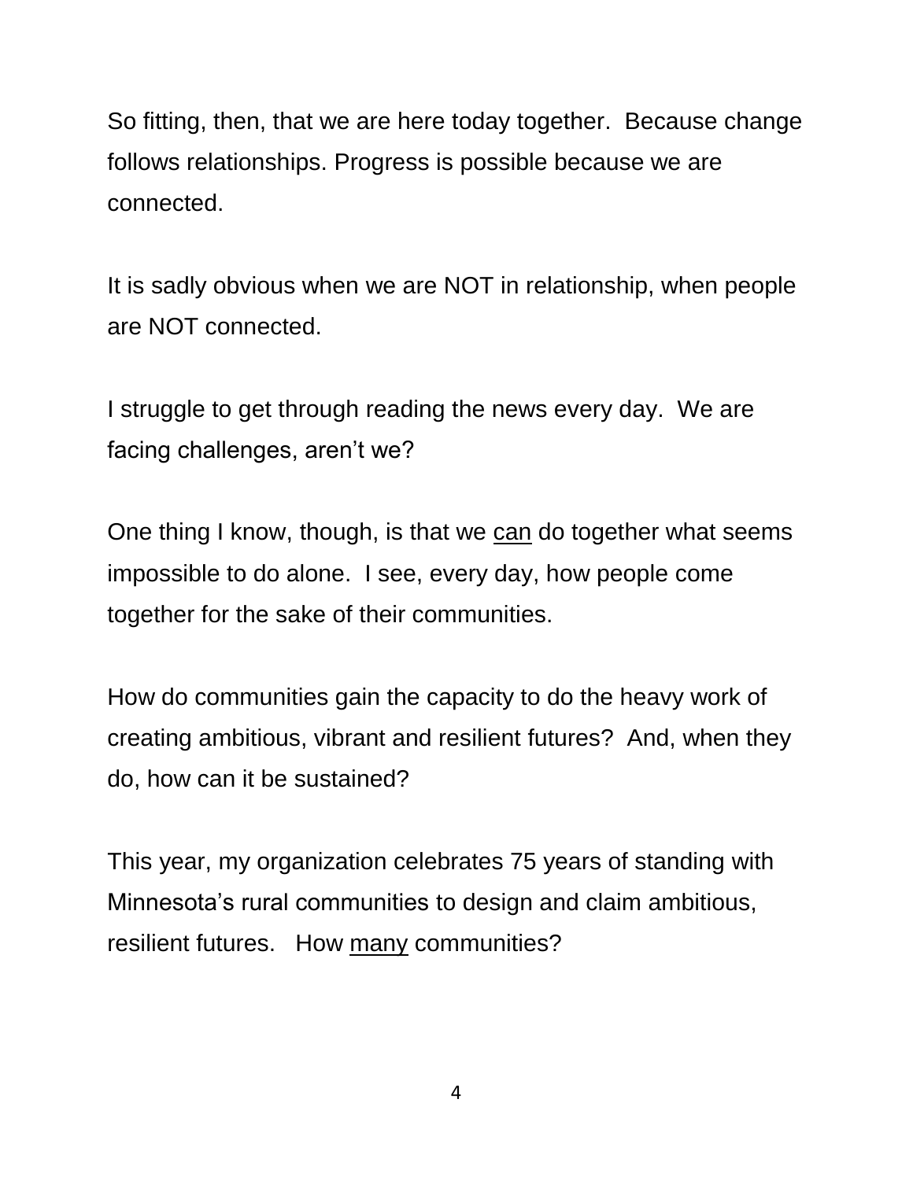So fitting, then, that we are here today together.  Because change follows relationships. Progress is possible because we are connected.

It is sadly obvious when we are NOT in relationship, when people are NOT connected.

I struggle to get through reading the news every day.  We are facing challenges, aren't we?

One thing I know, though, is that we <u>can</u> do together what seems impossible to do alone.  I see, every day, how people come together for the sake of their communities.

How do communities gain the capacity to do the heavy work of creating ambitious, vibrant and resilient futures?  And, when they do, how can it be sustained?

This year, my organization celebrates 75 years of standing with Minnesota's rural communities to design and claim ambitious, resilient futures.   How <u>many</u> communities?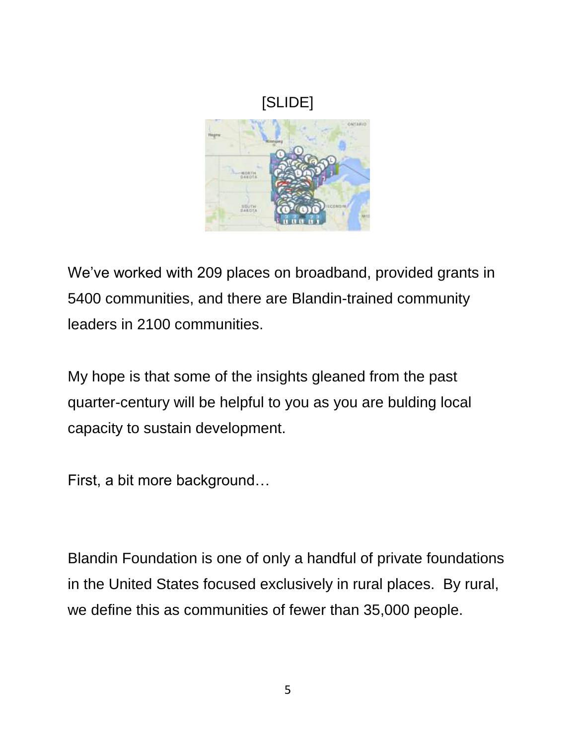[SLIDE]

We've worked with 209 places on broadband, provided grants in 5400 communities, and there are Blandin-trained community leaders in 2100 communities.

My hope is that some of the insights gleaned from the past quarter-century will be helpful to you as you are bulding local capacity to sustain development.

First, a bit more background…

Blandin Foundation is one of only a handful of private foundations in the United States focused exclusively in rural places. By rural, we define this as communities of fewer than 35,000 people.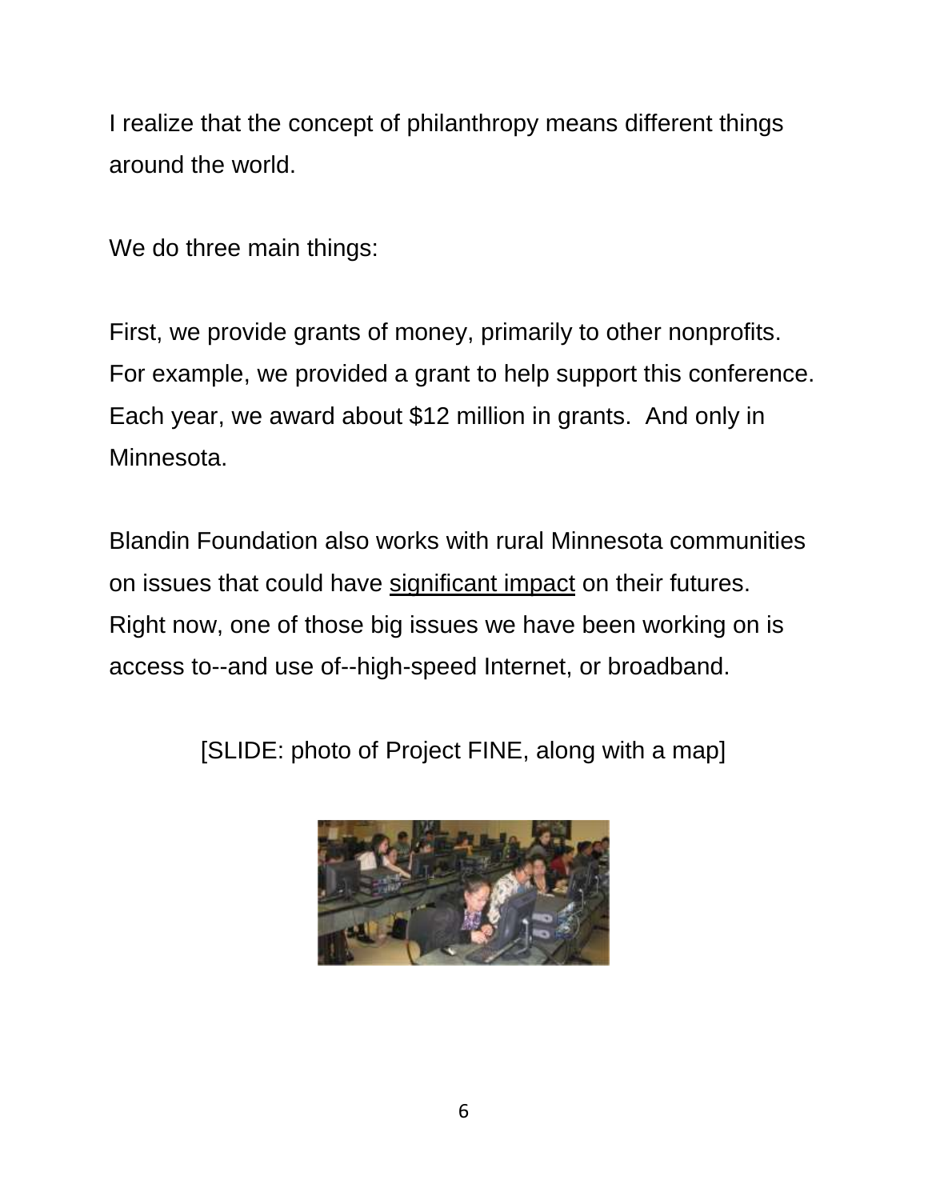I realize that the concept of philanthropy means different things around the world.

We do three main things:

First, we provide grants of money, primarily to other nonprofits. For example, we provided a grant to help support this conference. Each year, we award about $12 million in grants. And only in Minnesota.

Blandin Foundation also works with rural Minnesota communities on issues that could have <u>significant impact</u> on their futures. Right now, one of those big issues we have been working on is access to--and use of--high-speed Internet, or broadband.

[SLIDE: photo of Project FINE, along with a map]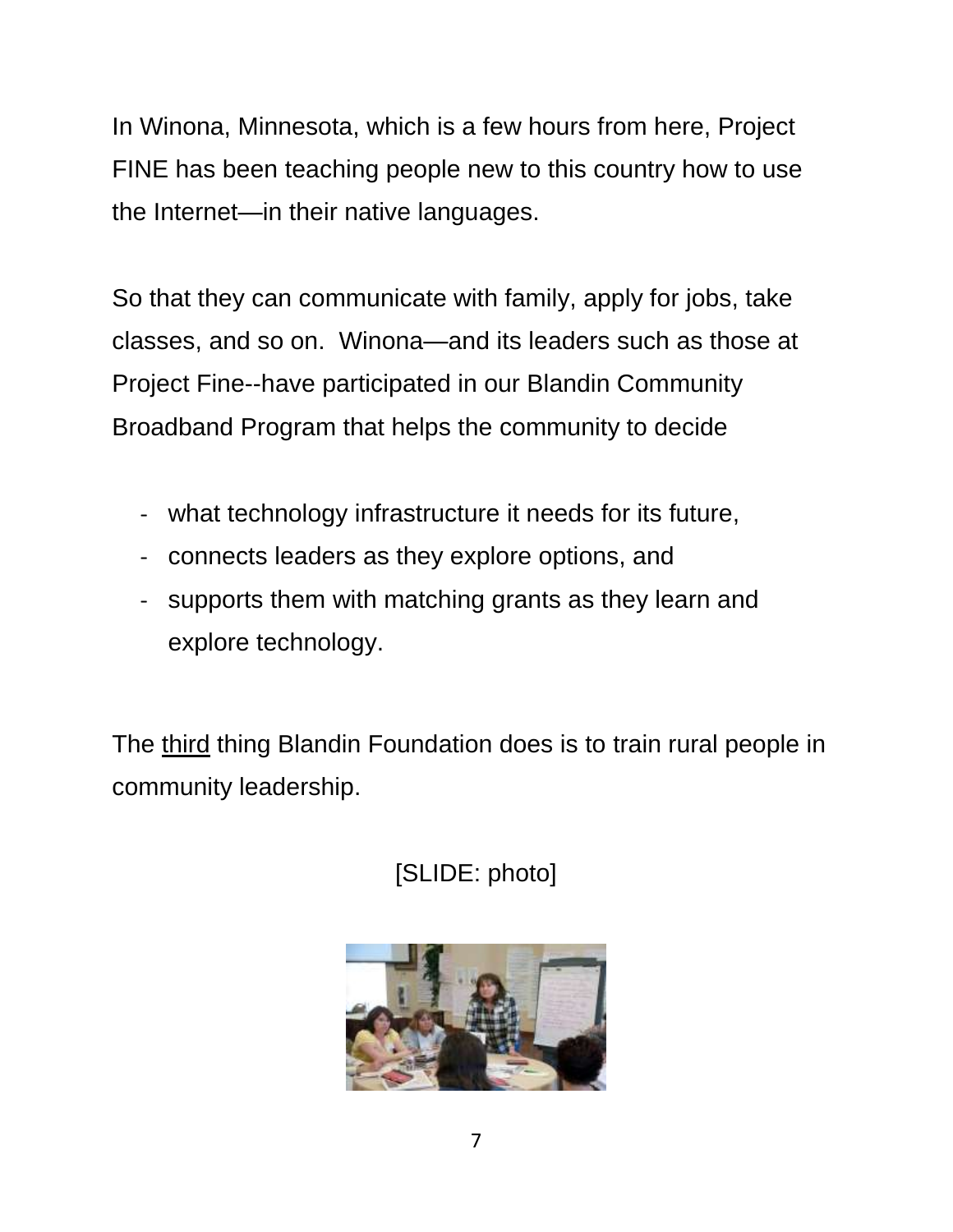In Winona, Minnesota, which is a few hours from here, Project FINE has been teaching people new to this country how to use the Internet—in their native languages.

So that they can communicate with family, apply for jobs, take classes, and so on.  Winona—and its leaders such as those at Project Fine--have participated in our Blandin Community Broadband Program that helps the community to decide

- what technology infrastructure it needs for its future,
- connects leaders as they explore options, and
- supports them with matching grants as they learn and explore technology.

The <u>third</u> thing Blandin Foundation does is to train rural people in community leadership.

[SLIDE: photo]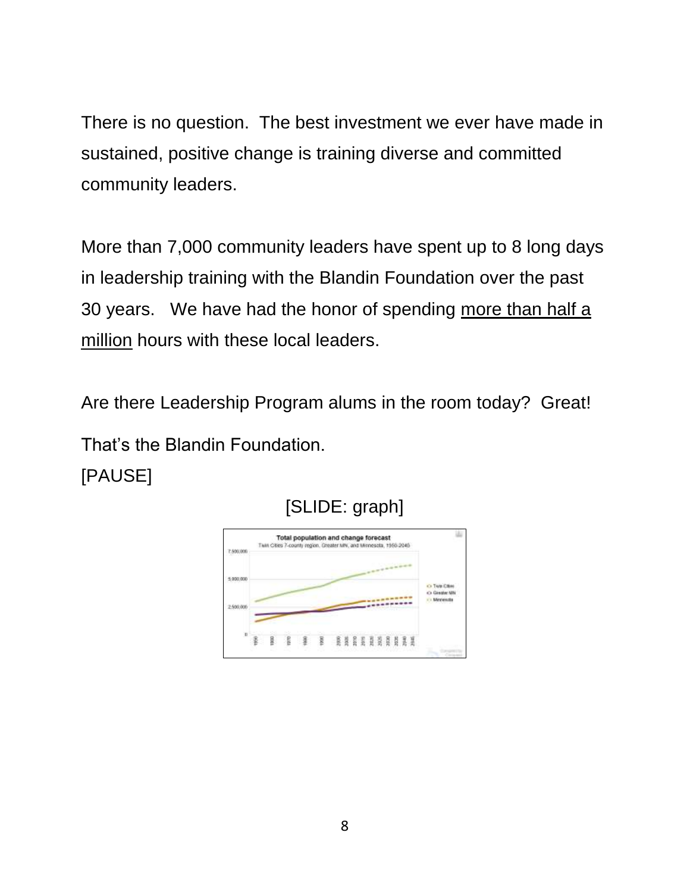There is no question. The best investment we ever have made in sustained, positive change is training diverse and committed community leaders.

More than 7,000 community leaders have spent up to 8 long days in leadership training with the Blandin Foundation over the past 30 years. We have had the honor of spending <u>more than half a million</u> hours with these local leaders.

Are there Leadership Program alums in the room today? Great!

That's the Blandin Foundation.

[PAUSE]

[SLIDE: graph]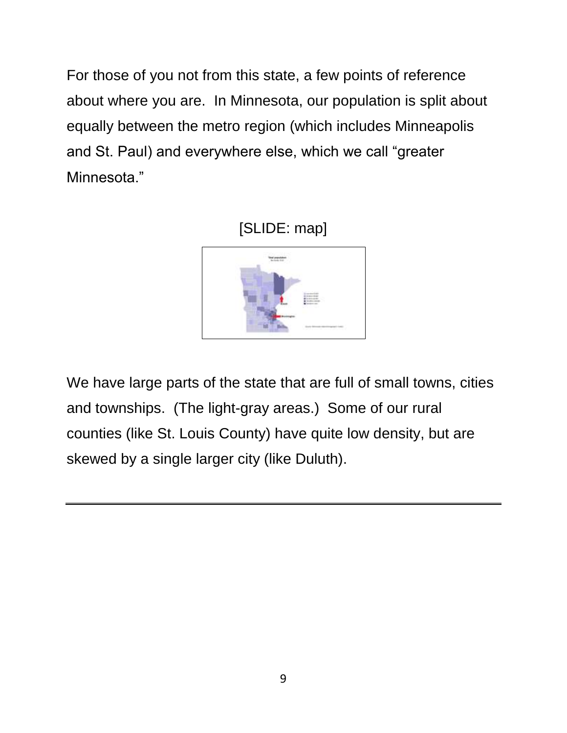For those of you not from this state, a few points of reference about where you are.  In Minnesota, our population is split about equally between the metro region (which includes Minneapolis and St. Paul) and everywhere else, which we call "greater Minnesota."

[SLIDE: map]

We have large parts of the state that are full of small towns, cities and townships.  (The light-gray areas.)  Some of our rural counties (like St. Louis County) have quite low density, but are skewed by a single larger city (like Duluth).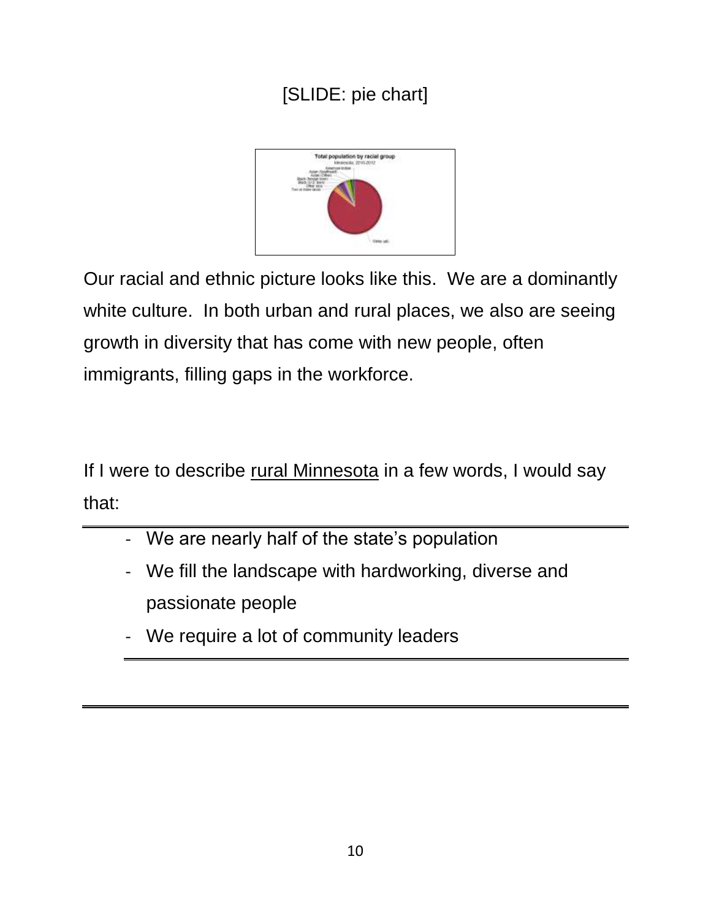[SLIDE: pie chart]

Our racial and ethnic picture looks like this. We are a dominantly white culture. In both urban and rural places, we also are seeing growth in diversity that has come with new people, often immigrants, filling gaps in the workforce.

If I were to describe rural Minnesota in a few words, I would say that:

- We are nearly half of the state's population
- We fill the landscape with hardworking, diverse and passionate people
- We require a lot of community leaders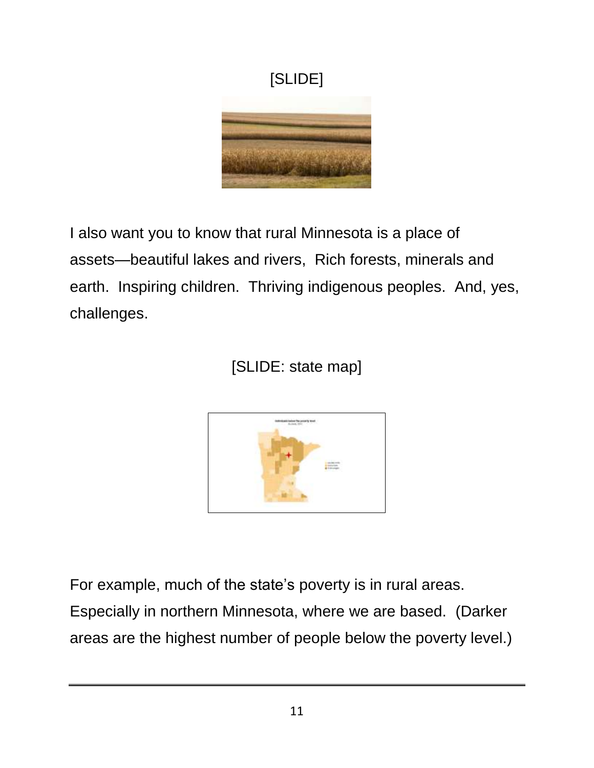[SLIDE]

I also want you to know that rural Minnesota is a place of assets—beautiful lakes and rivers,  Rich forests, minerals and earth.  Inspiring children.  Thriving indigenous peoples.  And, yes, challenges.

[SLIDE: state map]

For example, much of the state's poverty is in rural areas.  Especially in northern Minnesota, where we are based.  (Darker areas are the highest number of people below the poverty level.)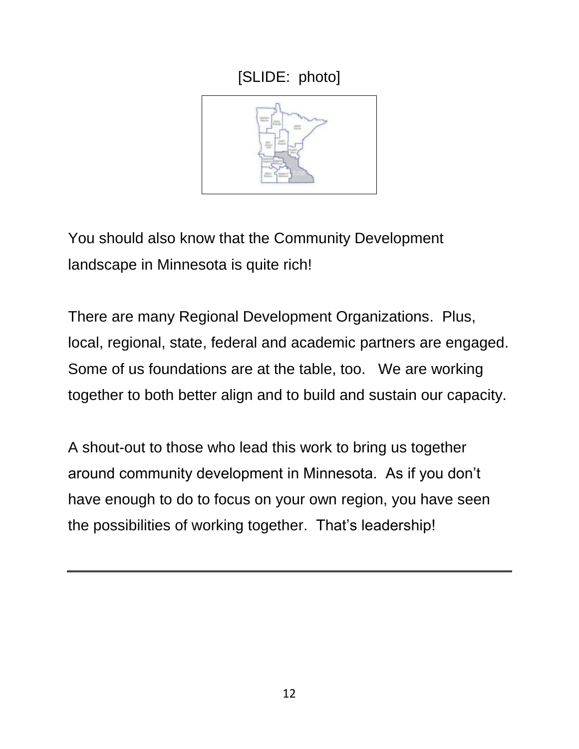[SLIDE: photo]

You should also know that the Community Development landscape in Minnesota is quite rich!

There are many Regional Development Organizations. Plus, local, regional, state, federal and academic partners are engaged. Some of us foundations are at the table, too. We are working together to both better align and to build and sustain our capacity.

A shout-out to those who lead this work to bring us together around community development in Minnesota. As if you don't have enough to do to focus on your own region, you have seen the possibilities of working together. That's leadership!

---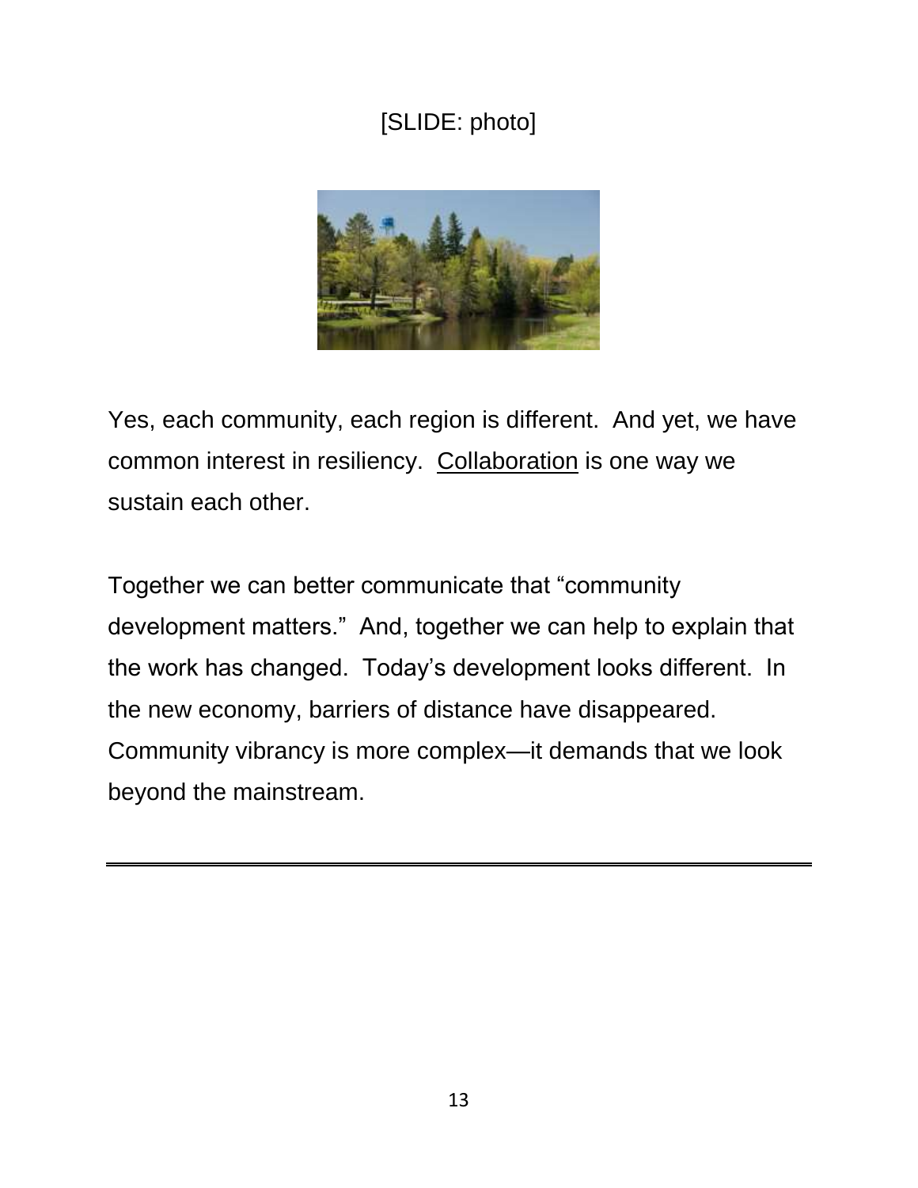[SLIDE: photo]

Yes, each community, each region is different. And yet, we have common interest in resiliency. <u>Collaboration</u> is one way we sustain each other.

Together we can better communicate that "community development matters." And, together we can help to explain that the work has changed. Today's development looks different. In the new economy, barriers of distance have disappeared. Community vibrancy is more complex—it demands that we look beyond the mainstream.

---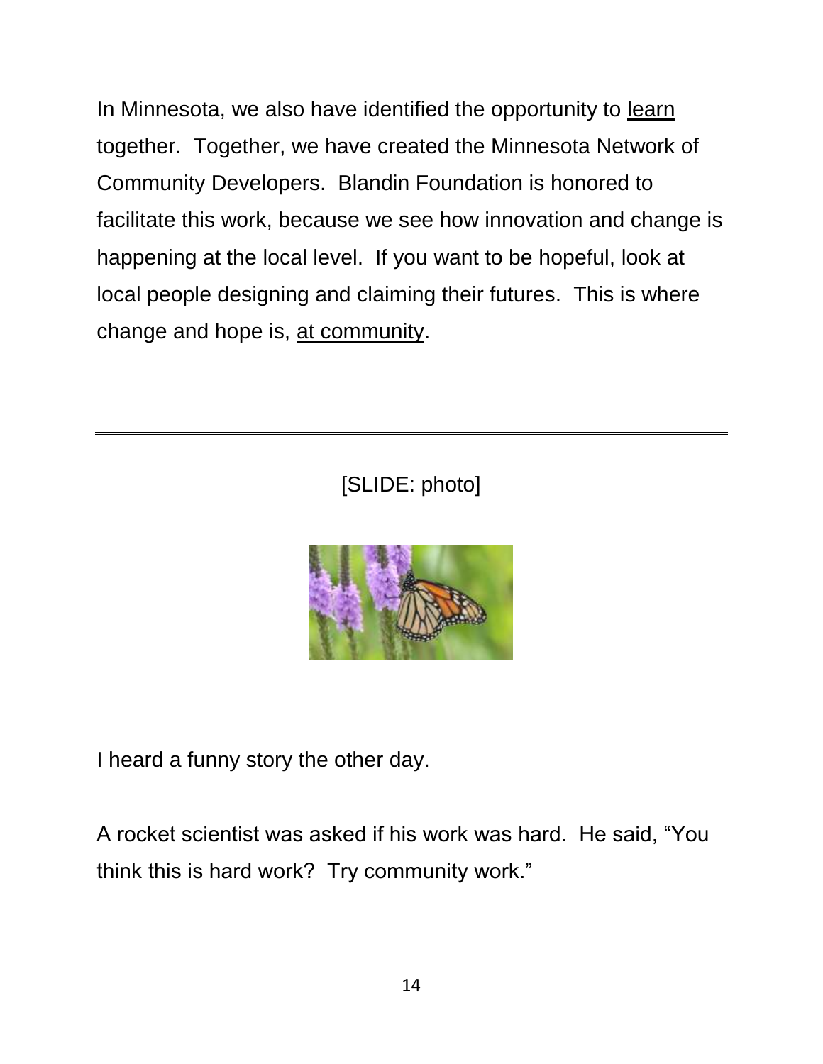In Minnesota, we also have identified the opportunity to <u>learn</u> together. Together, we have created the Minnesota Network of Community Developers. Blandin Foundation is honored to facilitate this work, because we see how innovation and change is happening at the local level. If you want to be hopeful, look at local people designing and claiming their futures. This is where change and hope is, <u>at community</u>.

---

[SLIDE: photo]

I heard a funny story the other day.

A rocket scientist was asked if his work was hard. He said, "You think this is hard work? Try community work."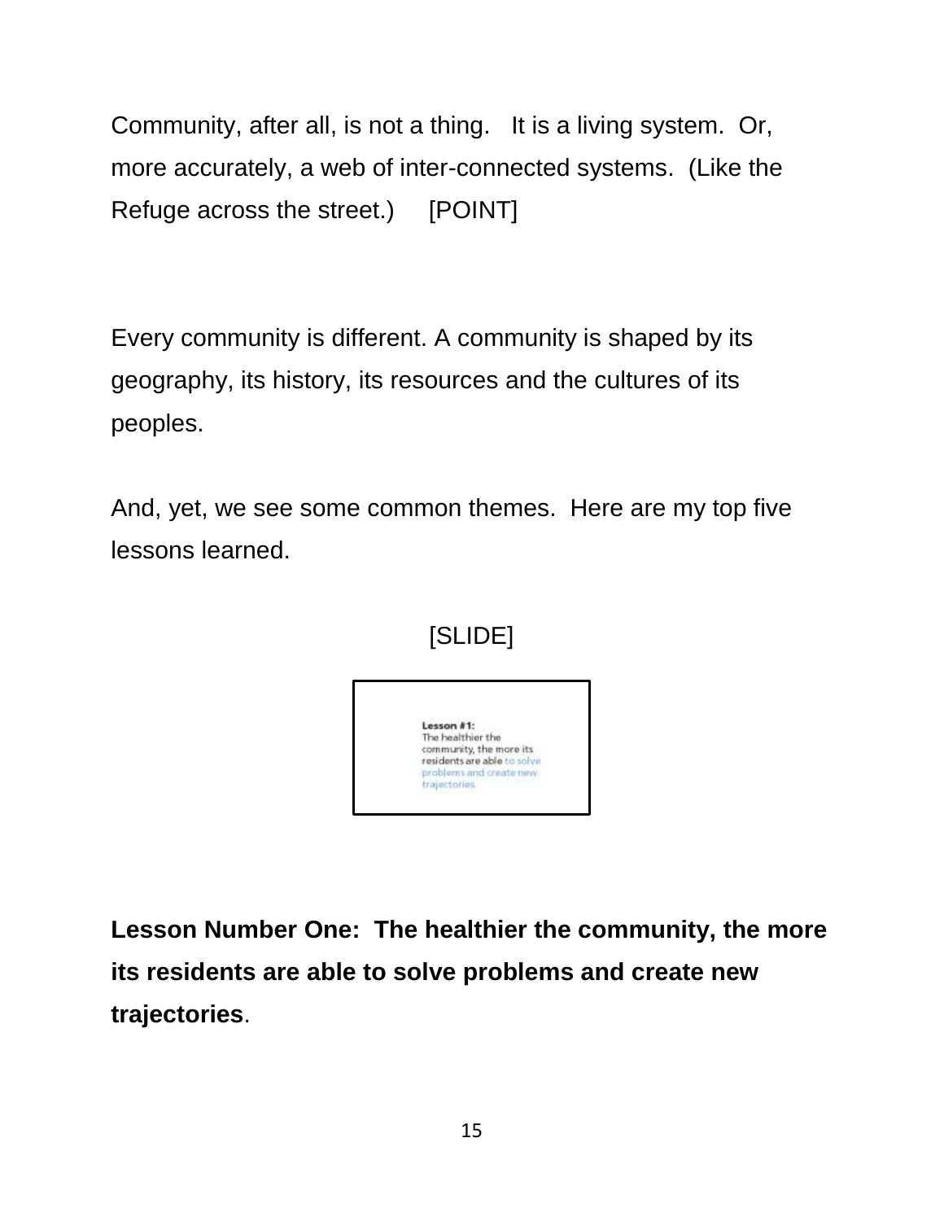Community, after all, is not a thing. It is a living system. Or, more accurately, a web of inter-connected systems. (Like the Refuge across the street.) [POINT]

Every community is different. A community is shaped by its geography, its history, its resources and the cultures of its peoples.

And, yet, we see some common themes. Here are my top five lessons learned.

[SLIDE]

**Lesson Number One: The healthier the community, the more its residents are able to solve problems and create new trajectories**.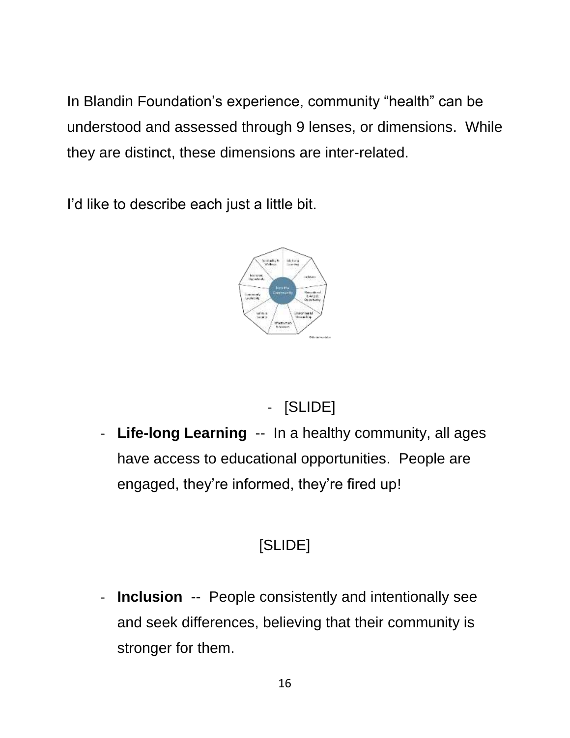In Blandin Foundation's experience, community "health" can be understood and assessed through 9 lenses, or dimensions. While they are distinct, these dimensions are inter-related.

I'd like to describe each just a little bit.

- [SLIDE]

- **Life-long Learning** -- In a healthy community, all ages have access to educational opportunities. People are engaged, they're informed, they're fired up!

[SLIDE]

- **Inclusion** -- People consistently and intentionally see and seek differences, believing that their community is stronger for them.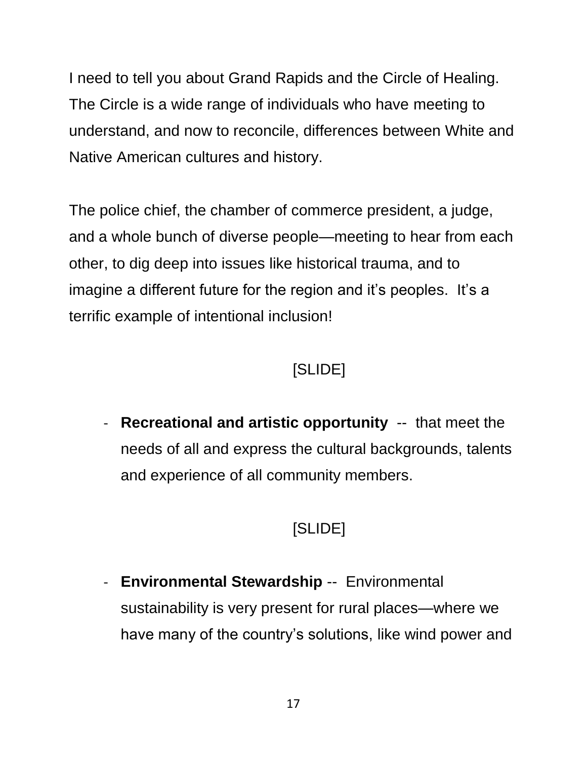I need to tell you about Grand Rapids and the Circle of Healing. The Circle is a wide range of individuals who have meeting to understand, and now to reconcile, differences between White and Native American cultures and history.

The police chief, the chamber of commerce president, a judge, and a whole bunch of diverse people—meeting to hear from each other, to dig deep into issues like historical trauma, and to imagine a different future for the region and it's peoples. It's a terrific example of intentional inclusion!

[SLIDE]

- **Recreational and artistic opportunity** -- that meet the needs of all and express the cultural backgrounds, talents and experience of all community members.

[SLIDE]

- **Environmental Stewardship** -- Environmental sustainability is very present for rural places—where we have many of the country's solutions, like wind power and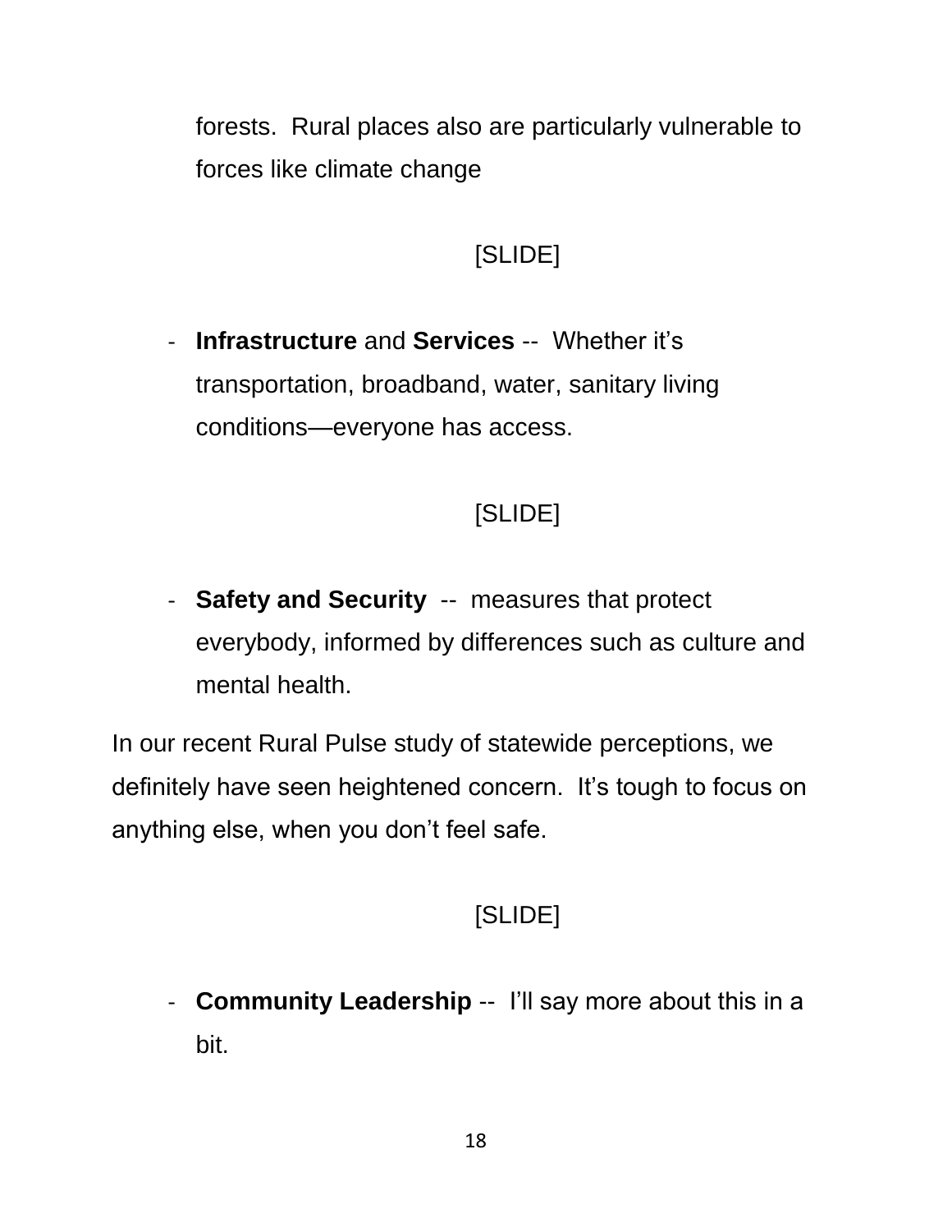forests. Rural places also are particularly vulnerable to forces like climate change

[SLIDE]

- **Infrastructure** and **Services** -- Whether it's transportation, broadband, water, sanitary living conditions—everyone has access.

[SLIDE]

- **Safety and Security** -- measures that protect everybody, informed by differences such as culture and mental health.

In our recent Rural Pulse study of statewide perceptions, we definitely have seen heightened concern. It's tough to focus on anything else, when you don't feel safe.

[SLIDE]

- **Community Leadership** -- I'll say more about this in a bit.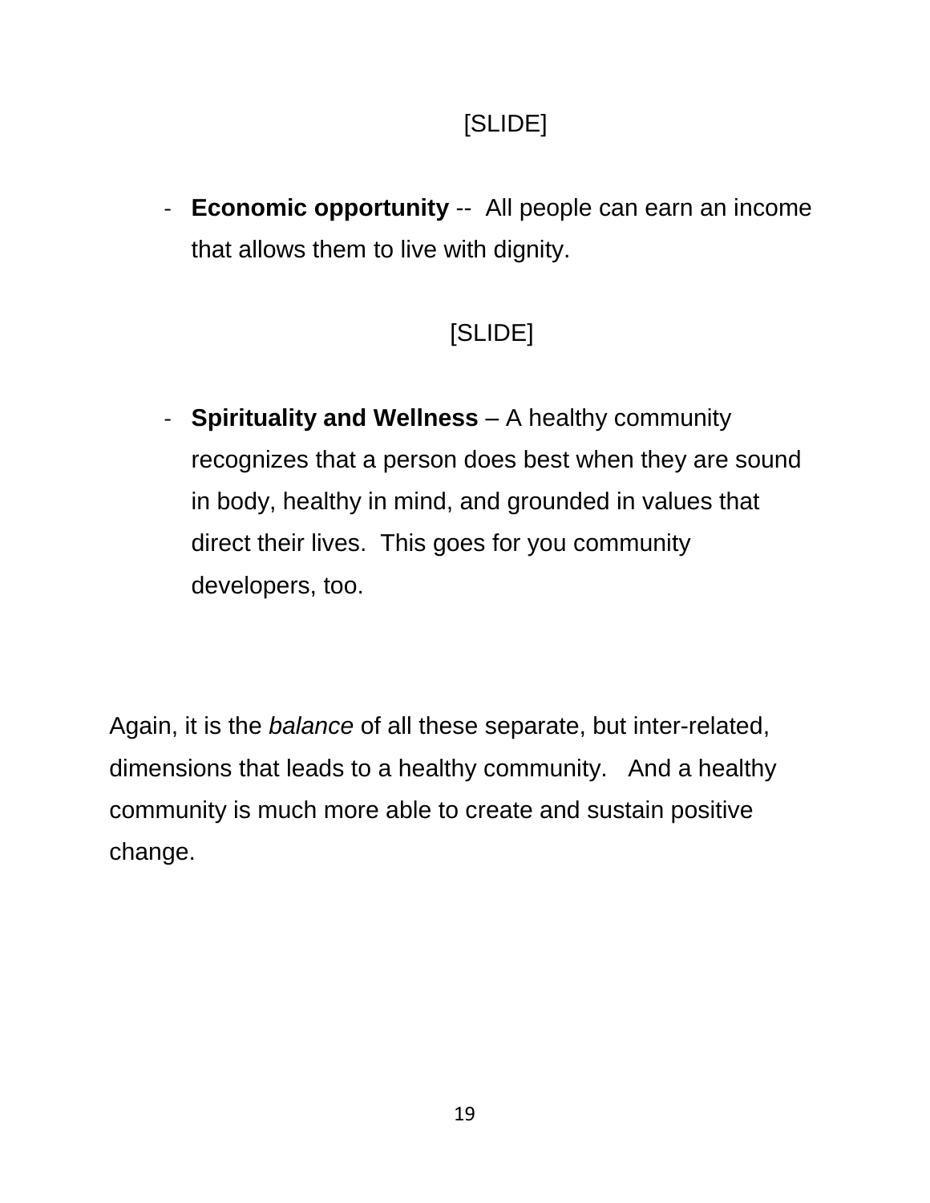[SLIDE]

- **Economic opportunity** -- All people can earn an income that allows them to live with dignity.

[SLIDE]

- **Spirituality and Wellness** – A healthy community recognizes that a person does best when they are sound in body, healthy in mind, and grounded in values that direct their lives. This goes for you community developers, too.

Again, it is the *balance* of all these separate, but inter-related, dimensions that leads to a healthy community. And a healthy community is much more able to create and sustain positive change.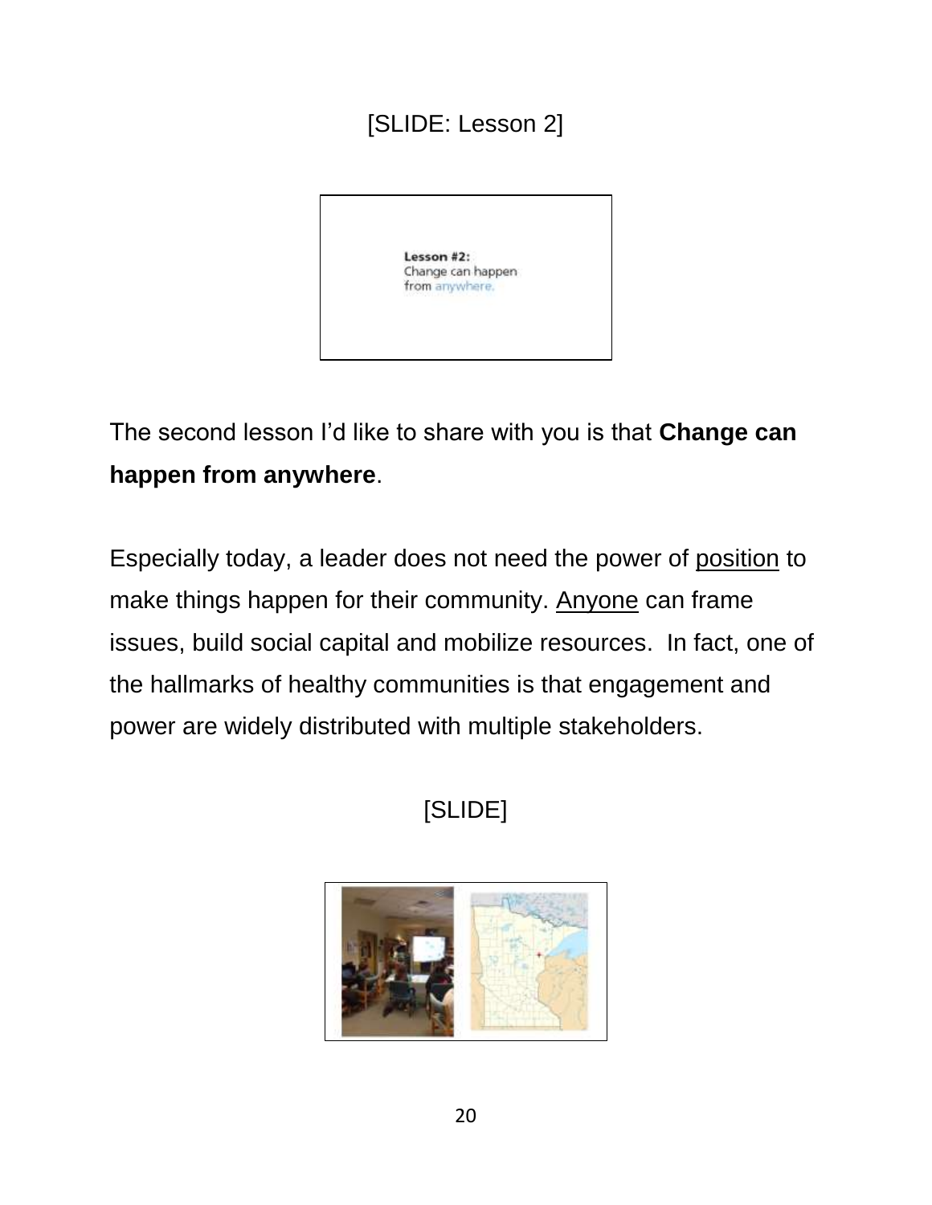[SLIDE: Lesson 2]

Lesson #2:
Change can happen
from anywhere.

The second lesson I'd like to share with you is that **Change can happen from anywhere**.

Especially today, a leader does not need the power of position to make things happen for their community. Anyone can frame issues, build social capital and mobilize resources. In fact, one of the hallmarks of healthy communities is that engagement and power are widely distributed with multiple stakeholders.

[SLIDE]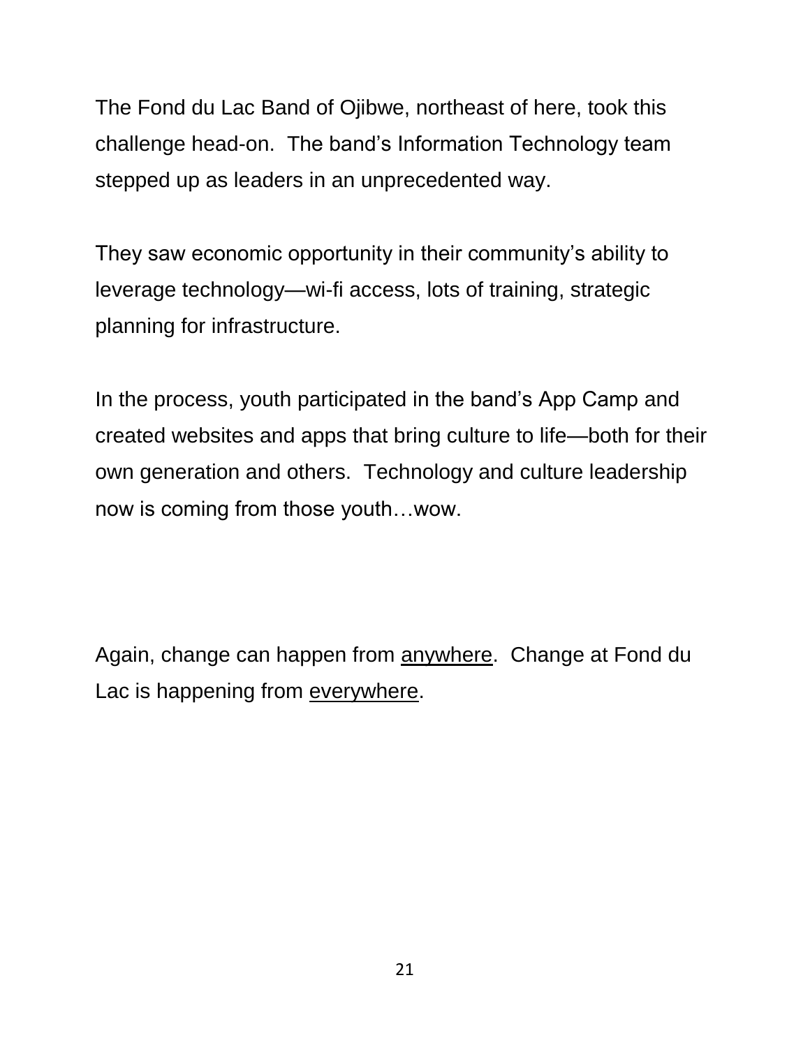The Fond du Lac Band of Ojibwe, northeast of here, took this challenge head-on.  The band's Information Technology team stepped up as leaders in an unprecedented way.

They saw economic opportunity in their community's ability to leverage technology—wi-fi access, lots of training, strategic planning for infrastructure.

In the process, youth participated in the band's App Camp and created websites and apps that bring culture to life—both for their own generation and others.  Technology and culture leadership now is coming from those youth…wow.

Again, change can happen from <u>anywhere</u>.  Change at Fond du Lac is happening from <u>everywhere</u>.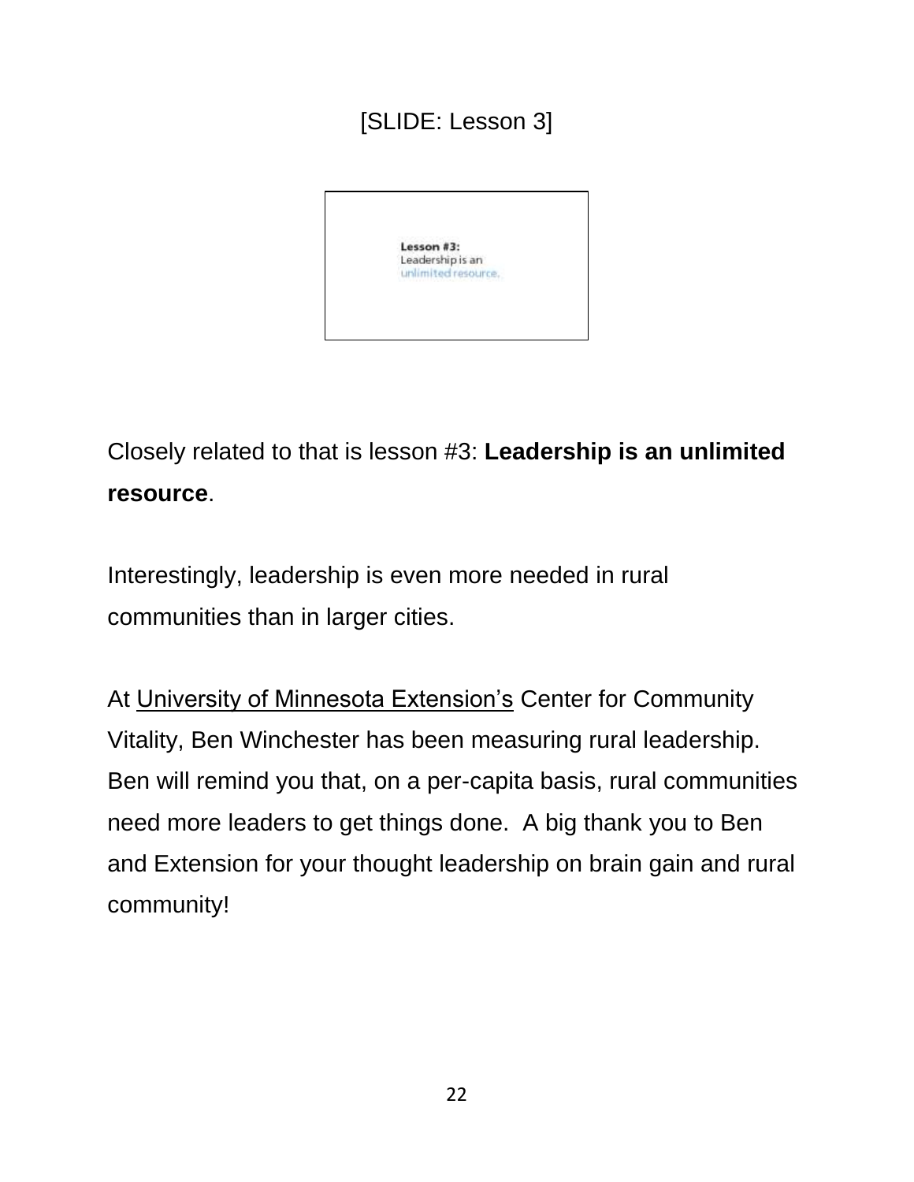[SLIDE: Lesson 3]

Lesson #3:
Leadership is an
unlimited resource.

Closely related to that is lesson #3: **Leadership is an unlimited resource**.

Interestingly, leadership is even more needed in rural communities than in larger cities.

At University of Minnesota Extension's Center for Community Vitality, Ben Winchester has been measuring rural leadership. Ben will remind you that, on a per-capita basis, rural communities need more leaders to get things done. A big thank you to Ben and Extension for your thought leadership on brain gain and rural community!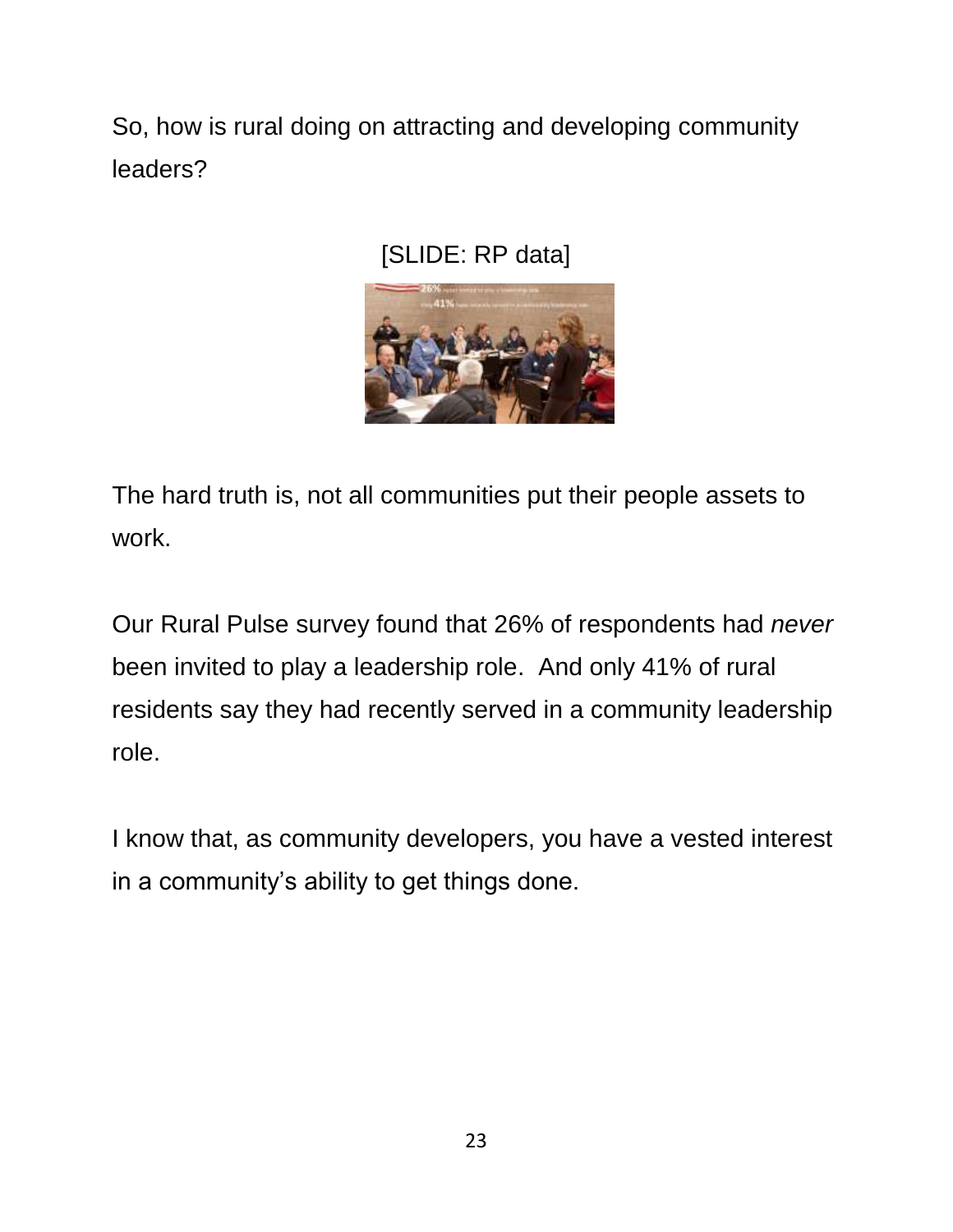So, how is rural doing on attracting and developing community leaders?

[SLIDE: RP data]

The hard truth is, not all communities put their people assets to work.

Our Rural Pulse survey found that 26% of respondents had *never* been invited to play a leadership role. And only 41% of rural residents say they had recently served in a community leadership role.

I know that, as community developers, you have a vested interest in a community's ability to get things done.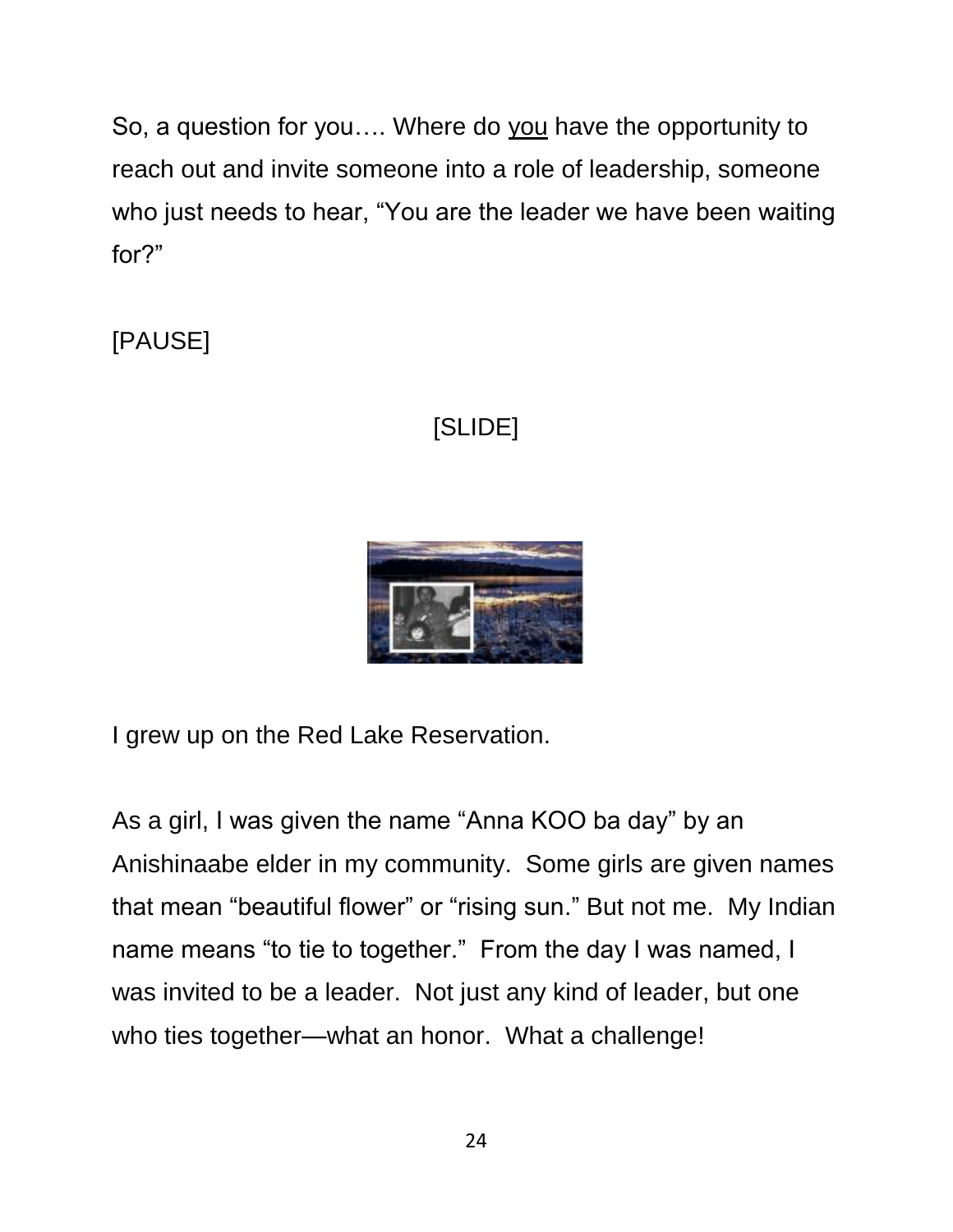So, a question for you…. Where do <u>you</u> have the opportunity to reach out and invite someone into a role of leadership, someone who just needs to hear, "You are the leader we have been waiting for?"

[PAUSE]

[SLIDE]

I grew up on the Red Lake Reservation.

As a girl, I was given the name "Anna KOO ba day" by an Anishinaabe elder in my community. Some girls are given names that mean "beautiful flower" or "rising sun." But not me. My Indian name means "to tie to together." From the day I was named, I was invited to be a leader. Not just any kind of leader, but one who ties together—what an honor. What a challenge!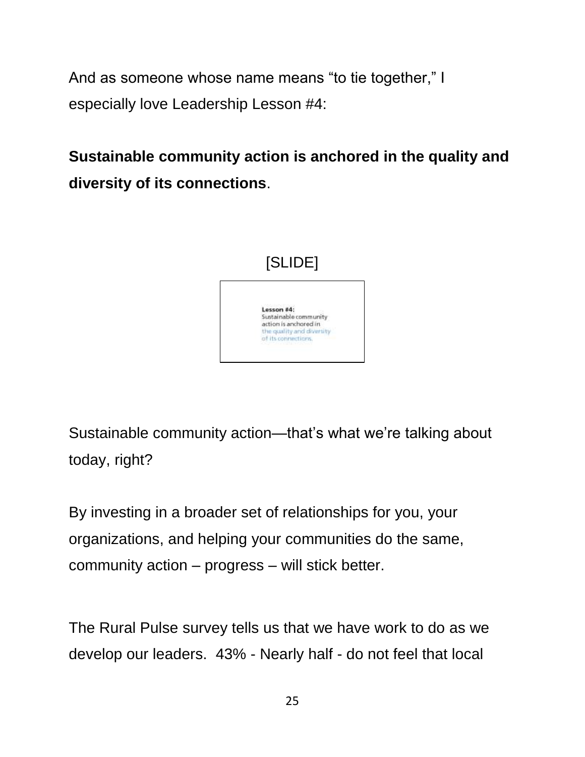And as someone whose name means "to tie together," I especially love Leadership Lesson #4:

**Sustainable community action is anchored in the quality and diversity of its connections**.

[SLIDE]

**Lesson #4:**
Sustainable community action is anchored in the quality and diversity of its connections.

Sustainable community action—that's what we're talking about today, right?

By investing in a broader set of relationships for you, your organizations, and helping your communities do the same, community action – progress – will stick better.

The Rural Pulse survey tells us that we have work to do as we develop our leaders. 43% - Nearly half - do not feel that local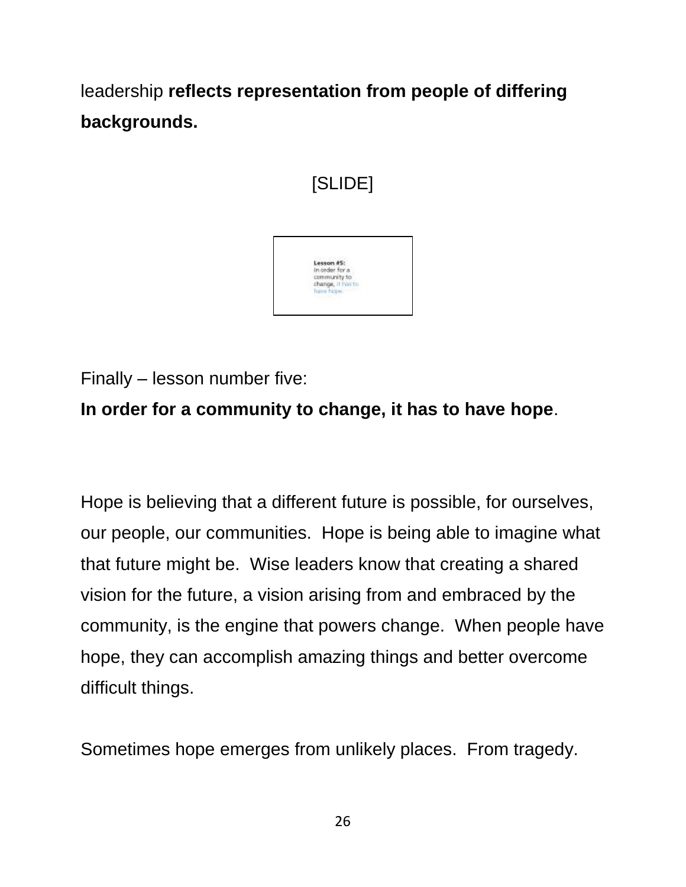leadership **reflects representation from people of differing backgrounds.**

[SLIDE]

Finally – lesson number five:

**In order for a community to change, it has to have hope**.

Hope is believing that a different future is possible, for ourselves, our people, our communities. Hope is being able to imagine what that future might be. Wise leaders know that creating a shared vision for the future, a vision arising from and embraced by the community, is the engine that powers change. When people have hope, they can accomplish amazing things and better overcome difficult things.

Sometimes hope emerges from unlikely places. From tragedy.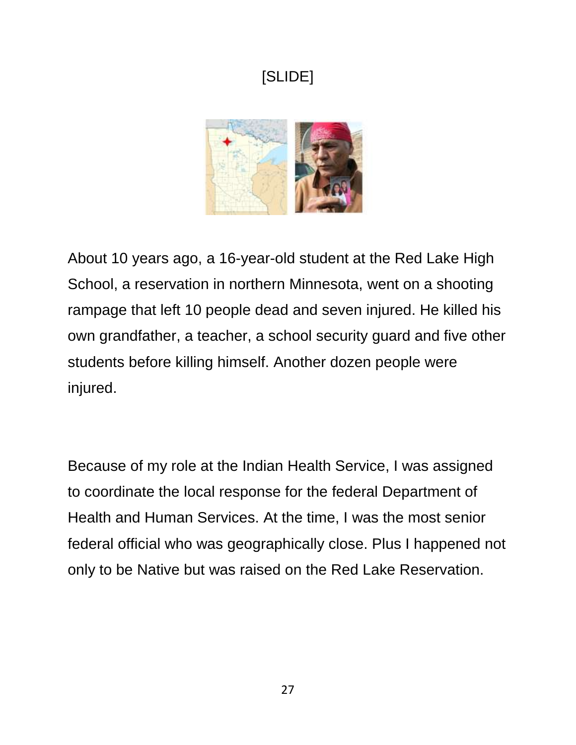[SLIDE]

About 10 years ago, a 16-year-old student at the Red Lake High School, a reservation in northern Minnesota, went on a shooting rampage that left 10 people dead and seven injured. He killed his own grandfather, a teacher, a school security guard and five other students before killing himself. Another dozen people were injured.

Because of my role at the Indian Health Service, I was assigned to coordinate the local response for the federal Department of Health and Human Services. At the time, I was the most senior federal official who was geographically close. Plus I happened not only to be Native but was raised on the Red Lake Reservation.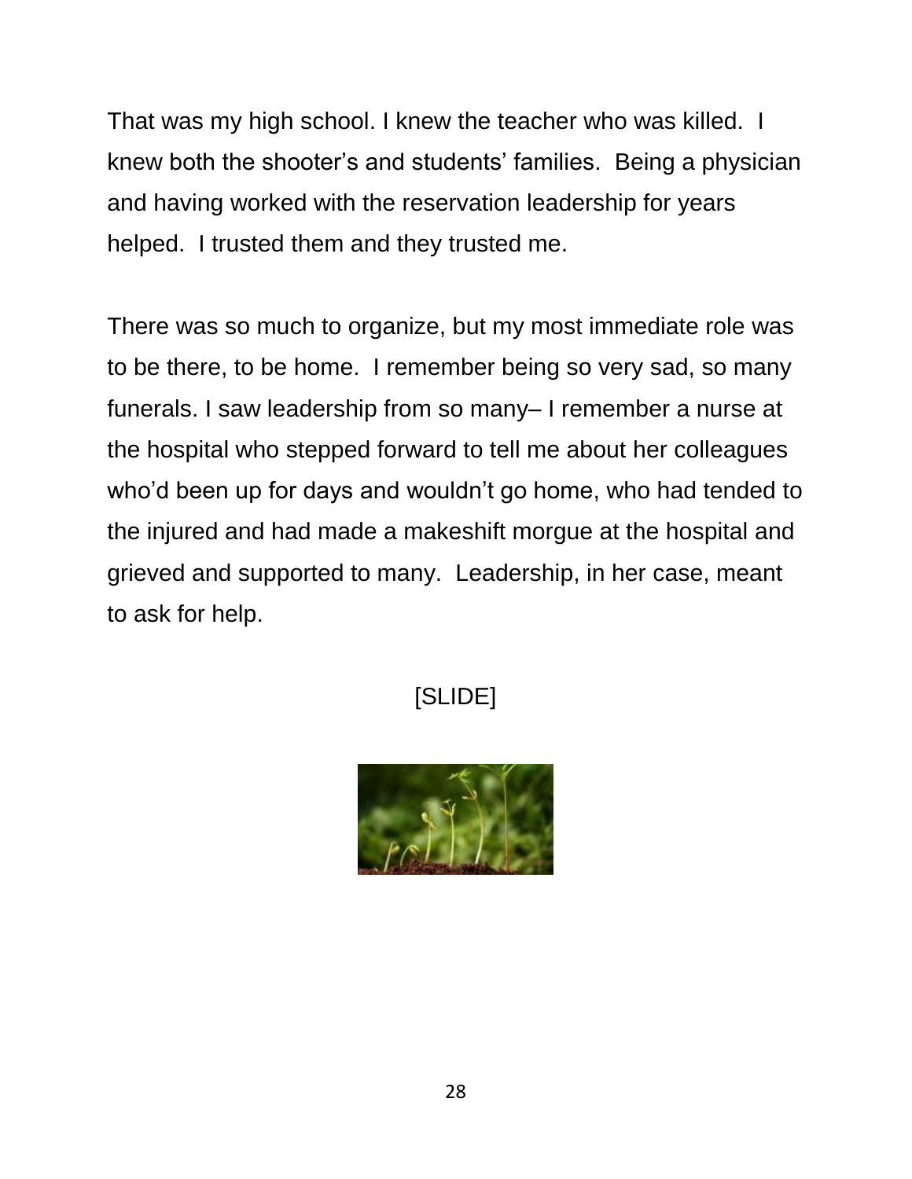That was my high school. I knew the teacher who was killed. I knew both the shooter's and students' families. Being a physician and having worked with the reservation leadership for years helped. I trusted them and they trusted me.

There was so much to organize, but my most immediate role was to be there, to be home. I remember being so very sad, so many funerals. I saw leadership from so many– I remember a nurse at the hospital who stepped forward to tell me about her colleagues who'd been up for days and wouldn't go home, who had tended to the injured and had made a makeshift morgue at the hospital and grieved and supported to many. Leadership, in her case, meant to ask for help.

[SLIDE]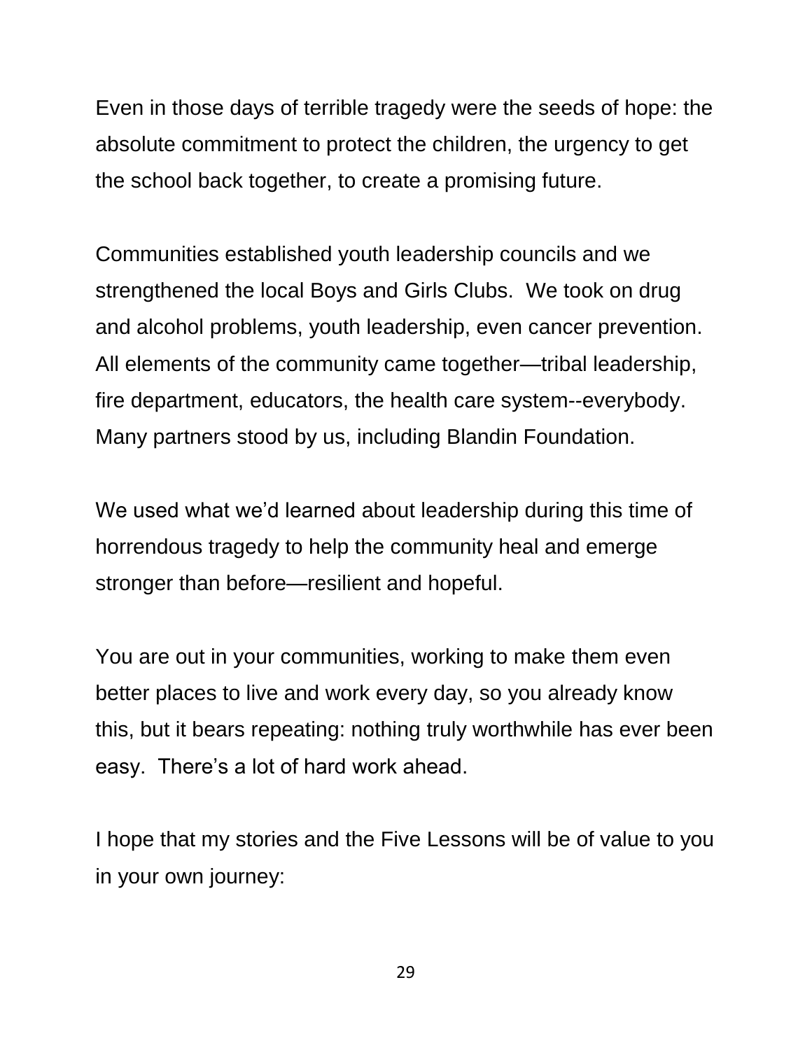Even in those days of terrible tragedy were the seeds of hope: the absolute commitment to protect the children, the urgency to get the school back together, to create a promising future.

Communities established youth leadership councils and we strengthened the local Boys and Girls Clubs. We took on drug and alcohol problems, youth leadership, even cancer prevention. All elements of the community came together—tribal leadership, fire department, educators, the health care system--everybody. Many partners stood by us, including Blandin Foundation.

We used what we'd learned about leadership during this time of horrendous tragedy to help the community heal and emerge stronger than before—resilient and hopeful.

You are out in your communities, working to make them even better places to live and work every day, so you already know this, but it bears repeating: nothing truly worthwhile has ever been easy. There's a lot of hard work ahead.

I hope that my stories and the Five Lessons will be of value to you in your own journey: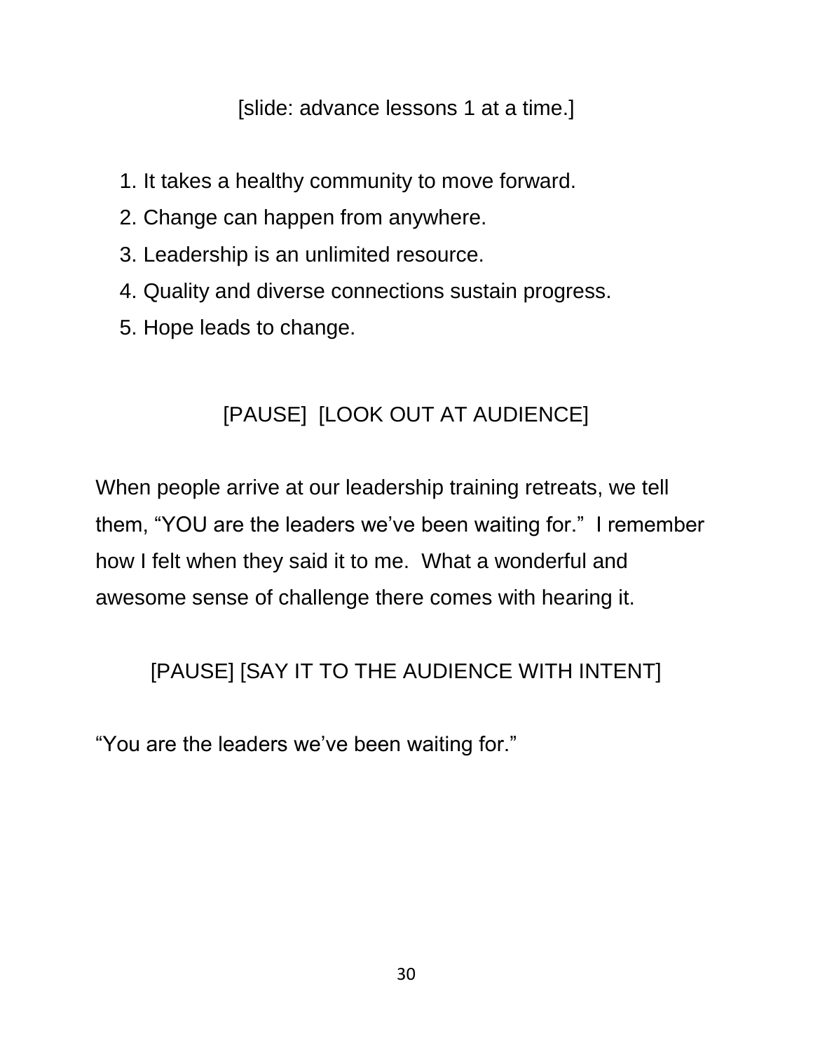[slide: advance lessons 1 at a time.]

1. It takes a healthy community to move forward.
2. Change can happen from anywhere.
3. Leadership is an unlimited resource.
4. Quality and diverse connections sustain progress.
5. Hope leads to change.

[PAUSE] [LOOK OUT AT AUDIENCE]

When people arrive at our leadership training retreats, we tell them, “YOU are the leaders we’ve been waiting for.” I remember how I felt when they said it to me. What a wonderful and awesome sense of challenge there comes with hearing it.

[PAUSE] [SAY IT TO THE AUDIENCE WITH INTENT]

“You are the leaders we’ve been waiting for.”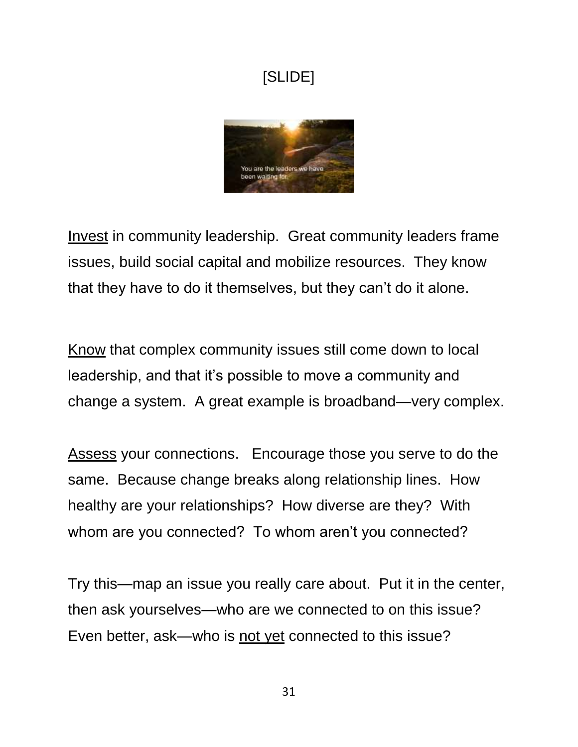[SLIDE]

<u>Invest</u> in community leadership. Great community leaders frame issues, build social capital and mobilize resources. They know that they have to do it themselves, but they can't do it alone.

<u>Know</u> that complex community issues still come down to local leadership, and that it's possible to move a community and change a system. A great example is broadband—very complex.

<u>Assess</u> your connections. Encourage those you serve to do the same. Because change breaks along relationship lines. How healthy are your relationships? How diverse are they? With whom are you connected? To whom aren't you connected?

Try this—map an issue you really care about. Put it in the center, then ask yourselves—who are we connected to on this issue? Even better, ask—who is <u>not yet</u> connected to this issue?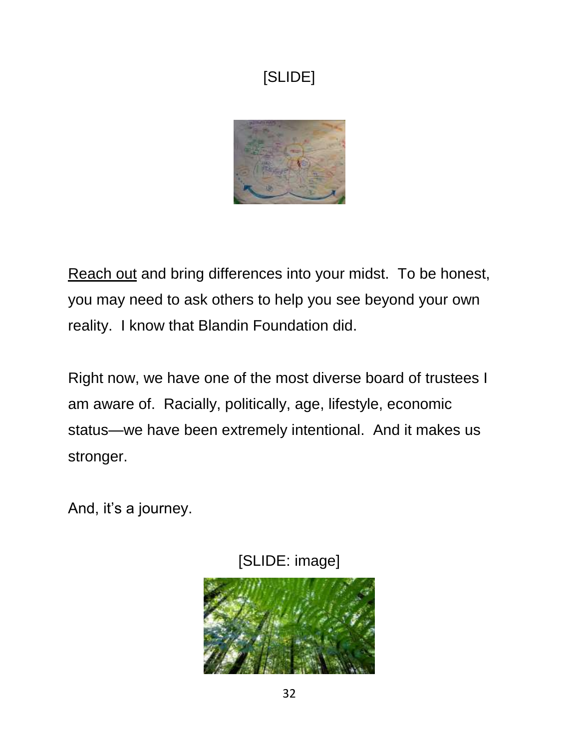[SLIDE]

<u>Reach out</u> and bring differences into your midst.  To be honest, you may need to ask others to help you see beyond your own reality.  I know that Blandin Foundation did.

Right now, we have one of the most diverse board of trustees I am aware of.  Racially, politically, age, lifestyle, economic status—we have been extremely intentional.  And it makes us stronger.

And, it's a journey.

[SLIDE: image]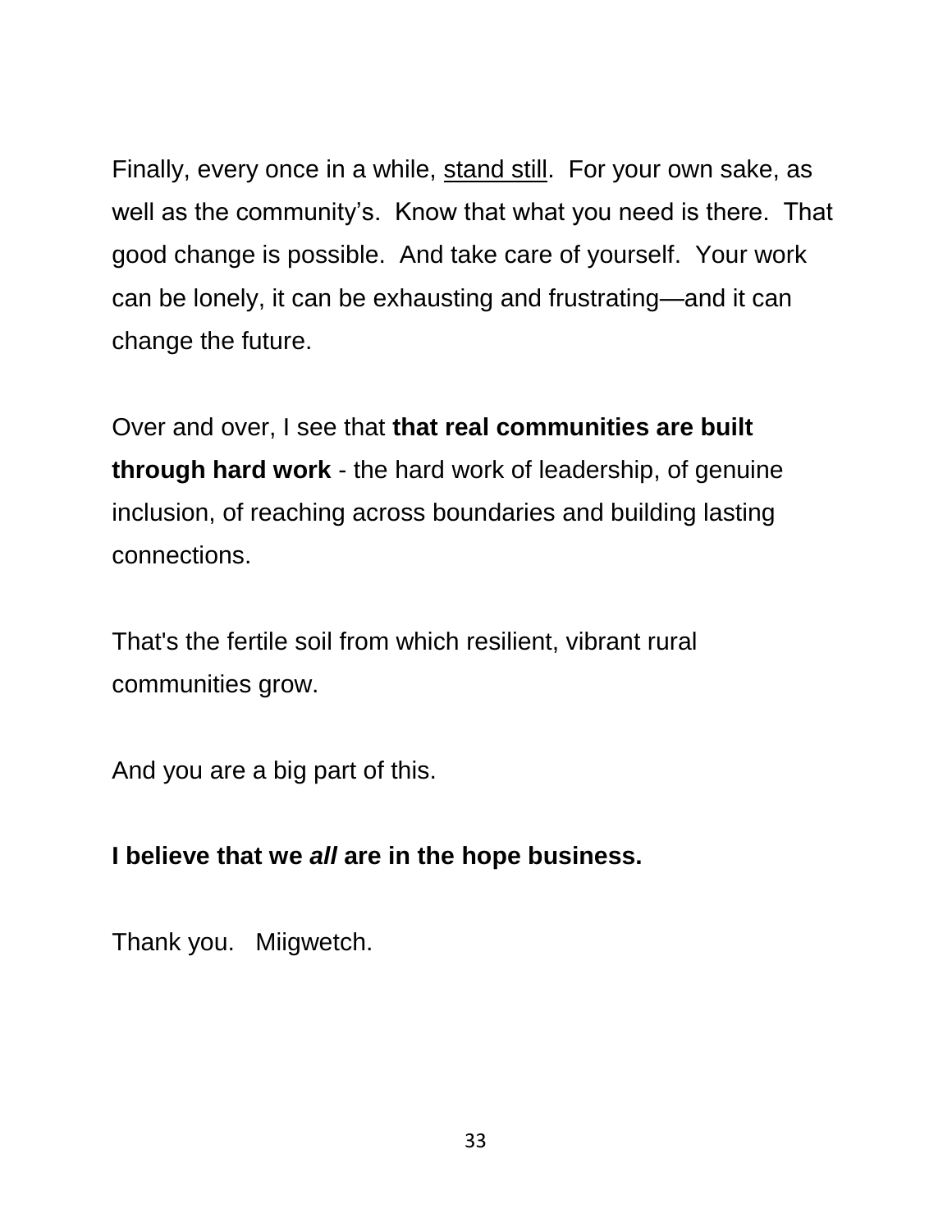Finally, every once in a while, <u>stand still</u>. For your own sake, as well as the community's. Know that what you need is there. That good change is possible. And take care of yourself. Your work can be lonely, it can be exhausting and frustrating—and it can change the future.

Over and over, I see that **that real communities are built through hard work** - the hard work of leadership, of genuine inclusion, of reaching across boundaries and building lasting connections.

That's the fertile soil from which resilient, vibrant rural communities grow.

And you are a big part of this.

**I believe that we *all* are in the hope business.**

Thank you. Miigwetch.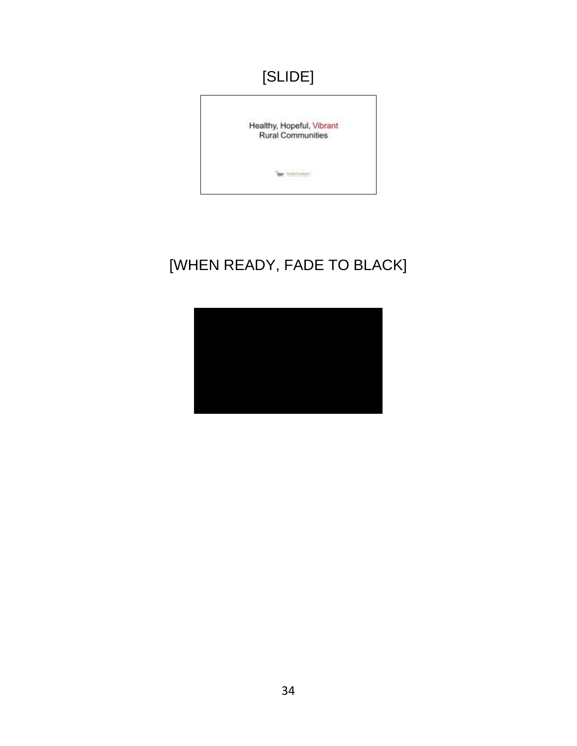[SLIDE]

Healthy, Hopeful, Vibrant
Rural Communities

[WHEN READY, FADE TO BLACK]